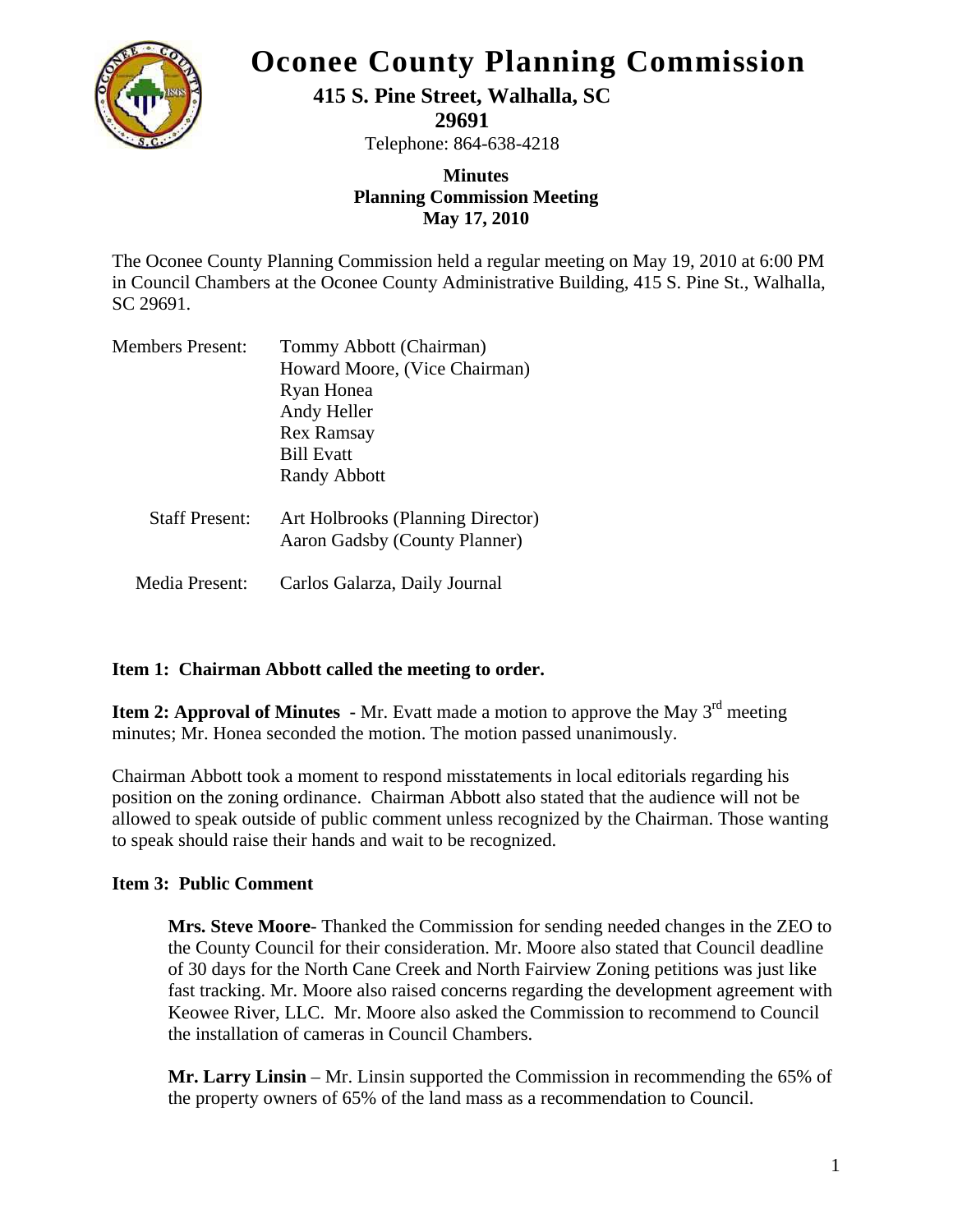# Oconee County Planning Commission

**415 S. Pine Street, Walhalla, SC 29691**

Telephone: 864-638-4218

**Minutes**
**Planning Commission Meeting**
**May 17, 2010**

The Oconee County Planning Commission held a regular meeting on May 19, 2010 at 6:00 PM in Council Chambers at the Oconee County Administrative Building, 415 S. Pine St., Walhalla, SC 29691.

Members Present: Tommy Abbott (Chairman)
Howard Moore, (Vice Chairman)
Ryan Honea
Andy Heller
Rex Ramsay
Bill Evatt
Randy Abbott

Staff Present: Art Holbrooks (Planning Director)
Aaron Gadsby (County Planner)

Media Present: Carlos Galarza, Daily Journal

**Item 1: Chairman Abbott called the meeting to order.**

**Item 2: Approval of Minutes** - Mr. Evatt made a motion to approve the May 3rd meeting minutes; Mr. Honea seconded the motion. The motion passed unanimously.

Chairman Abbott took a moment to respond misstatements in local editorials regarding his position on the zoning ordinance. Chairman Abbott also stated that the audience will not be allowed to speak outside of public comment unless recognized by the Chairman. Those wanting to speak should raise their hands and wait to be recognized.

**Item 3: Public Comment**

**Mrs. Steve Moore**- Thanked the Commission for sending needed changes in the ZEO to the County Council for their consideration. Mr. Moore also stated that Council deadline of 30 days for the North Cane Creek and North Fairview Zoning petitions was just like fast tracking. Mr. Moore also raised concerns regarding the development agreement with Keowee River, LLC. Mr. Moore also asked the Commission to recommend to Council the installation of cameras in Council Chambers.

**Mr. Larry Linsin** – Mr. Linsin supported the Commission in recommending the 65% of the property owners of 65% of the land mass as a recommendation to Council.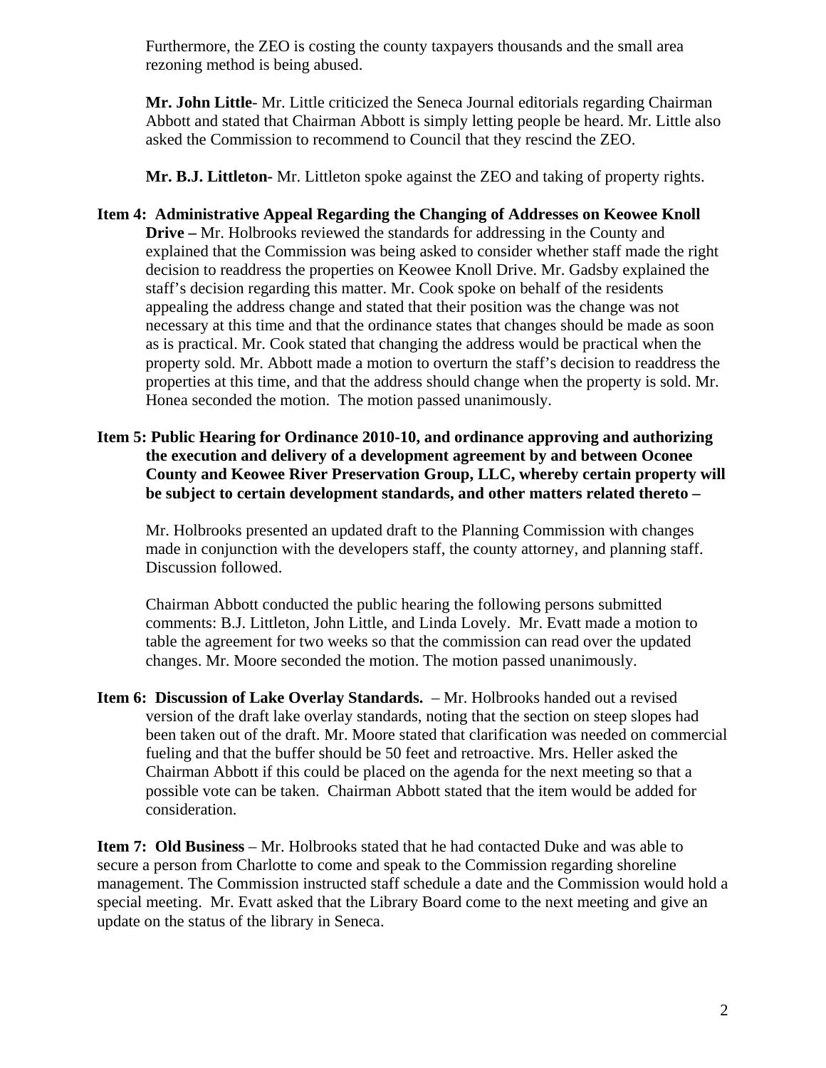Furthermore, the ZEO is costing the county taxpayers thousands and the small area rezoning method is being abused.

**Mr. John Little**- Mr. Little criticized the Seneca Journal editorials regarding Chairman Abbott and stated that Chairman Abbott is simply letting people be heard. Mr. Little also asked the Commission to recommend to Council that they rescind the ZEO.

**Mr. B.J. Littleton-** Mr. Littleton spoke against the ZEO and taking of property rights.

**Item 4: Administrative Appeal Regarding the Changing of Addresses on Keowee Knoll Drive –** Mr. Holbrooks reviewed the standards for addressing in the County and explained that the Commission was being asked to consider whether staff made the right decision to readdress the properties on Keowee Knoll Drive. Mr. Gadsby explained the staff's decision regarding this matter. Mr. Cook spoke on behalf of the residents appealing the address change and stated that their position was the change was not necessary at this time and that the ordinance states that changes should be made as soon as is practical. Mr. Cook stated that changing the address would be practical when the property sold. Mr. Abbott made a motion to overturn the staff's decision to readdress the properties at this time, and that the address should change when the property is sold. Mr. Honea seconded the motion. The motion passed unanimously.

**Item 5: Public Hearing for Ordinance 2010-10, and ordinance approving and authorizing the execution and delivery of a development agreement by and between Oconee County and Keowee River Preservation Group, LLC, whereby certain property will be subject to certain development standards, and other matters related thereto –**

Mr. Holbrooks presented an updated draft to the Planning Commission with changes made in conjunction with the developers staff, the county attorney, and planning staff. Discussion followed.

Chairman Abbott conducted the public hearing the following persons submitted comments: B.J. Littleton, John Little, and Linda Lovely. Mr. Evatt made a motion to table the agreement for two weeks so that the commission can read over the updated changes. Mr. Moore seconded the motion. The motion passed unanimously.

**Item 6: Discussion of Lake Overlay Standards.** – Mr. Holbrooks handed out a revised version of the draft lake overlay standards, noting that the section on steep slopes had been taken out of the draft. Mr. Moore stated that clarification was needed on commercial fueling and that the buffer should be 50 feet and retroactive. Mrs. Heller asked the Chairman Abbott if this could be placed on the agenda for the next meeting so that a possible vote can be taken. Chairman Abbott stated that the item would be added for consideration.

**Item 7: Old Business** – Mr. Holbrooks stated that he had contacted Duke and was able to secure a person from Charlotte to come and speak to the Commission regarding shoreline management. The Commission instructed staff schedule a date and the Commission would hold a special meeting. Mr. Evatt asked that the Library Board come to the next meeting and give an update on the status of the library in Seneca.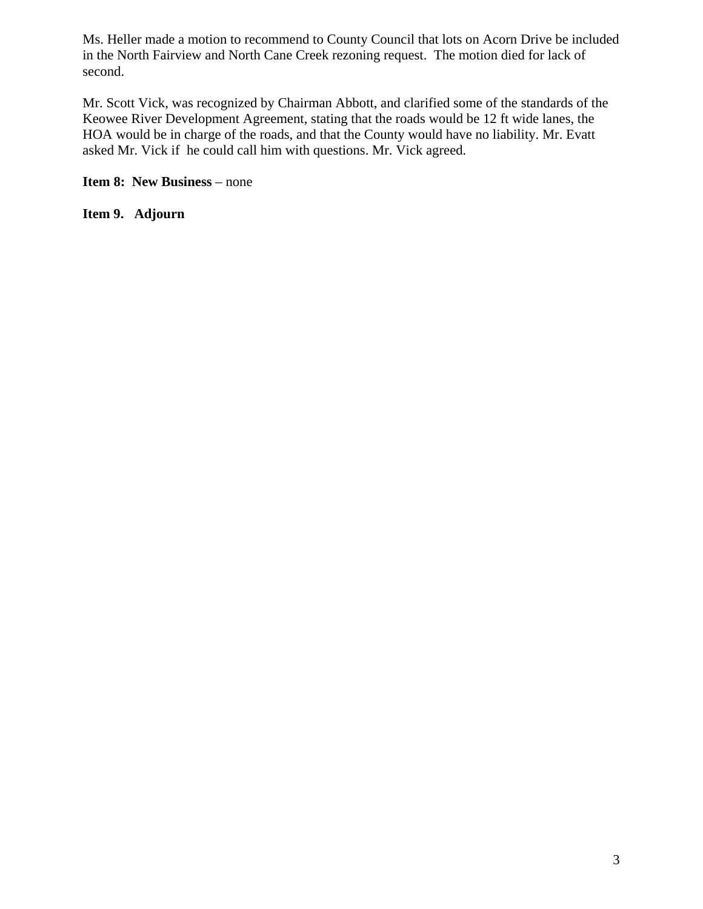Ms. Heller made a motion to recommend to County Council that lots on Acorn Drive be included in the North Fairview and North Cane Creek rezoning request. The motion died for lack of second.

Mr. Scott Vick, was recognized by Chairman Abbott, and clarified some of the standards of the Keowee River Development Agreement, stating that the roads would be 12 ft wide lanes, the HOA would be in charge of the roads, and that the County would have no liability. Mr. Evatt asked Mr. Vick if he could call him with questions. Mr. Vick agreed.

**Item 8: New Business** – none

**Item 9. Adjourn**